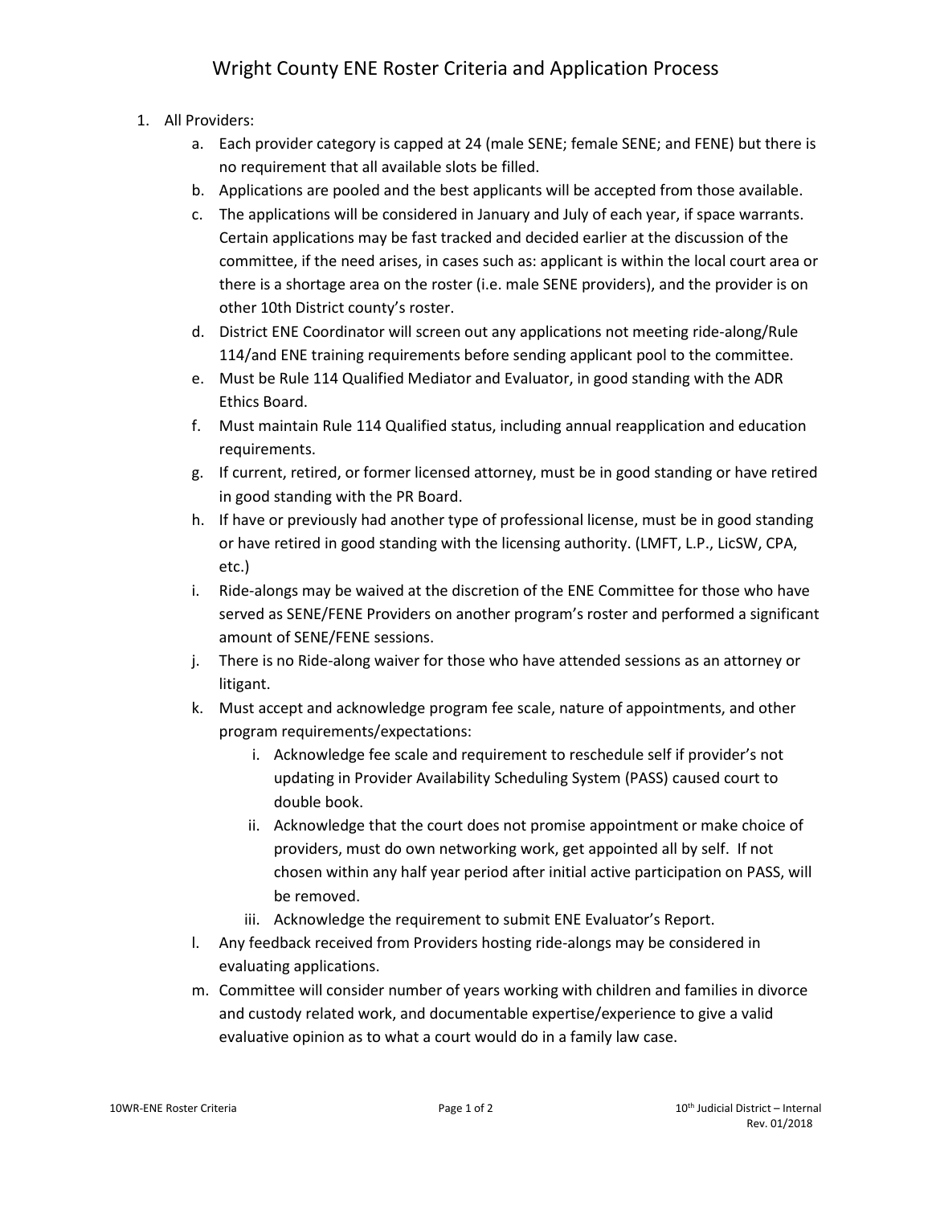# Wright County ENE Roster Criteria and Application Process

1. All Providers:
    a. Each provider category is capped at 24 (male SENE; female SENE; and FENE) but there is no requirement that all available slots be filled.
    b. Applications are pooled and the best applicants will be accepted from those available.
    c. The applications will be considered in January and July of each year, if space warrants. Certain applications may be fast tracked and decided earlier at the discussion of the committee, if the need arises, in cases such as: applicant is within the local court area or there is a shortage area on the roster (i.e. male SENE providers), and the provider is on other 10th District county's roster.
    d. District ENE Coordinator will screen out any applications not meeting ride-along/Rule 114/and ENE training requirements before sending applicant pool to the committee.
    e. Must be Rule 114 Qualified Mediator and Evaluator, in good standing with the ADR Ethics Board.
    f. Must maintain Rule 114 Qualified status, including annual reapplication and education requirements.
    g. If current, retired, or former licensed attorney, must be in good standing or have retired in good standing with the PR Board.
    h. If have or previously had another type of professional license, must be in good standing or have retired in good standing with the licensing authority. (LMFT, L.P., LicSW, CPA, etc.)
    i. Ride-alongs may be waived at the discretion of the ENE Committee for those who have served as SENE/FENE Providers on another program's roster and performed a significant amount of SENE/FENE sessions.
    j. There is no Ride-along waiver for those who have attended sessions as an attorney or litigant.
    k. Must accept and acknowledge program fee scale, nature of appointments, and other program requirements/expectations:
        i. Acknowledge fee scale and requirement to reschedule self if provider's not updating in Provider Availability Scheduling System (PASS) caused court to double book.
        ii. Acknowledge that the court does not promise appointment or make choice of providers, must do own networking work, get appointed all by self. If not chosen within any half year period after initial active participation on PASS, will be removed.
        iii. Acknowledge the requirement to submit ENE Evaluator's Report.
    l. Any feedback received from Providers hosting ride-alongs may be considered in evaluating applications.
    m. Committee will consider number of years working with children and families in divorce and custody related work, and documentable expertise/experience to give a valid evaluative opinion as to what a court would do in a family law case.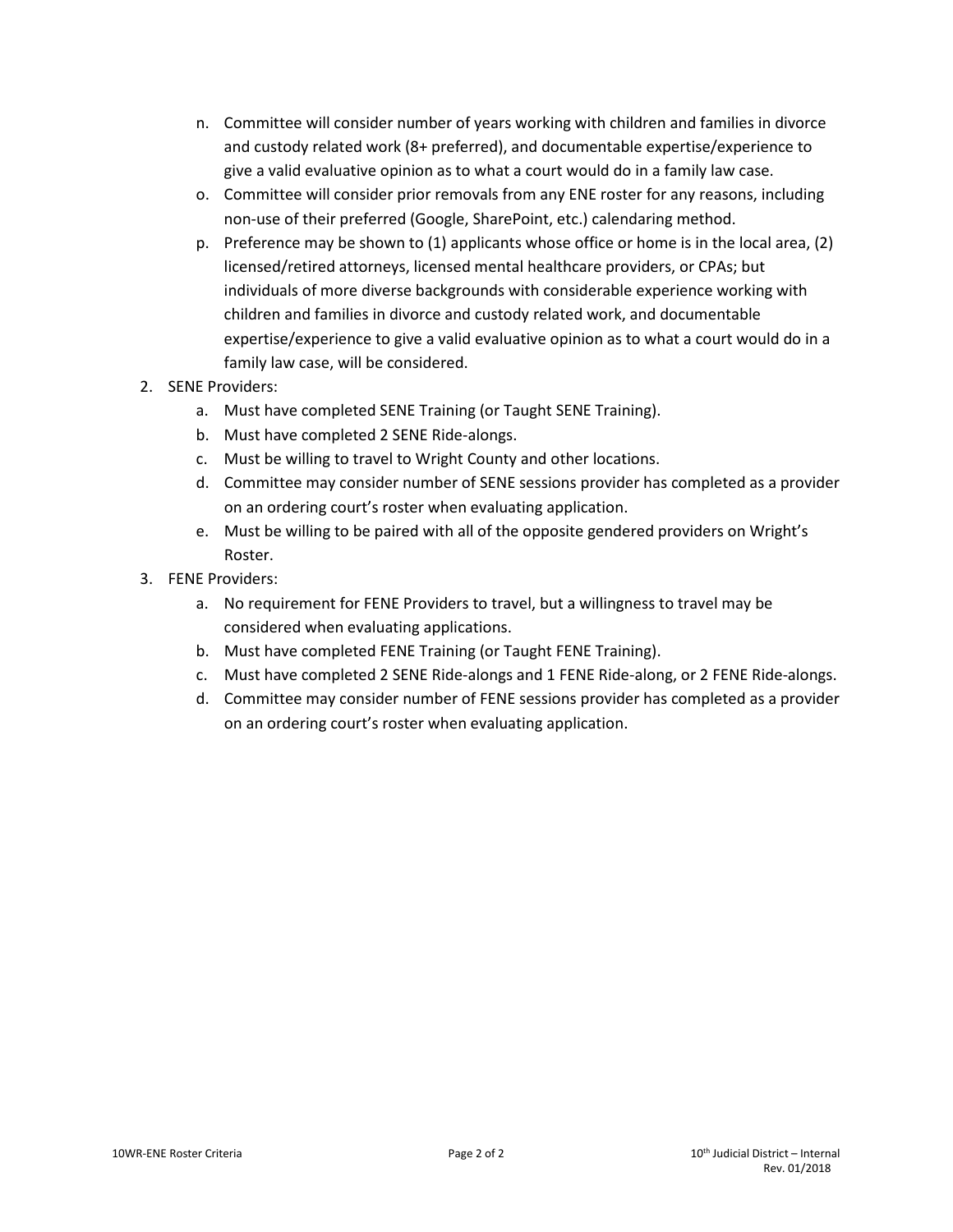n. Committee will consider number of years working with children and families in divorce and custody related work (8+ preferred), and documentable expertise/experience to give a valid evaluative opinion as to what a court would do in a family law case.

o. Committee will consider prior removals from any ENE roster for any reasons, including non-use of their preferred (Google, SharePoint, etc.) calendaring method.

p. Preference may be shown to (1) applicants whose office or home is in the local area, (2) licensed/retired attorneys, licensed mental healthcare providers, or CPAs; but individuals of more diverse backgrounds with considerable experience working with children and families in divorce and custody related work, and documentable expertise/experience to give a valid evaluative opinion as to what a court would do in a family law case, will be considered.

2. SENE Providers:
   a. Must have completed SENE Training (or Taught SENE Training).
   b. Must have completed 2 SENE Ride-alongs.
   c. Must be willing to travel to Wright County and other locations.
   d. Committee may consider number of SENE sessions provider has completed as a provider on an ordering court's roster when evaluating application.
   e. Must be willing to be paired with all of the opposite gendered providers on Wright's Roster.

3. FENE Providers:
   a. No requirement for FENE Providers to travel, but a willingness to travel may be considered when evaluating applications.
   b. Must have completed FENE Training (or Taught FENE Training).
   c. Must have completed 2 SENE Ride-alongs and 1 FENE Ride-along, or 2 FENE Ride-alongs.
   d. Committee may consider number of FENE sessions provider has completed as a provider on an ordering court's roster when evaluating application.